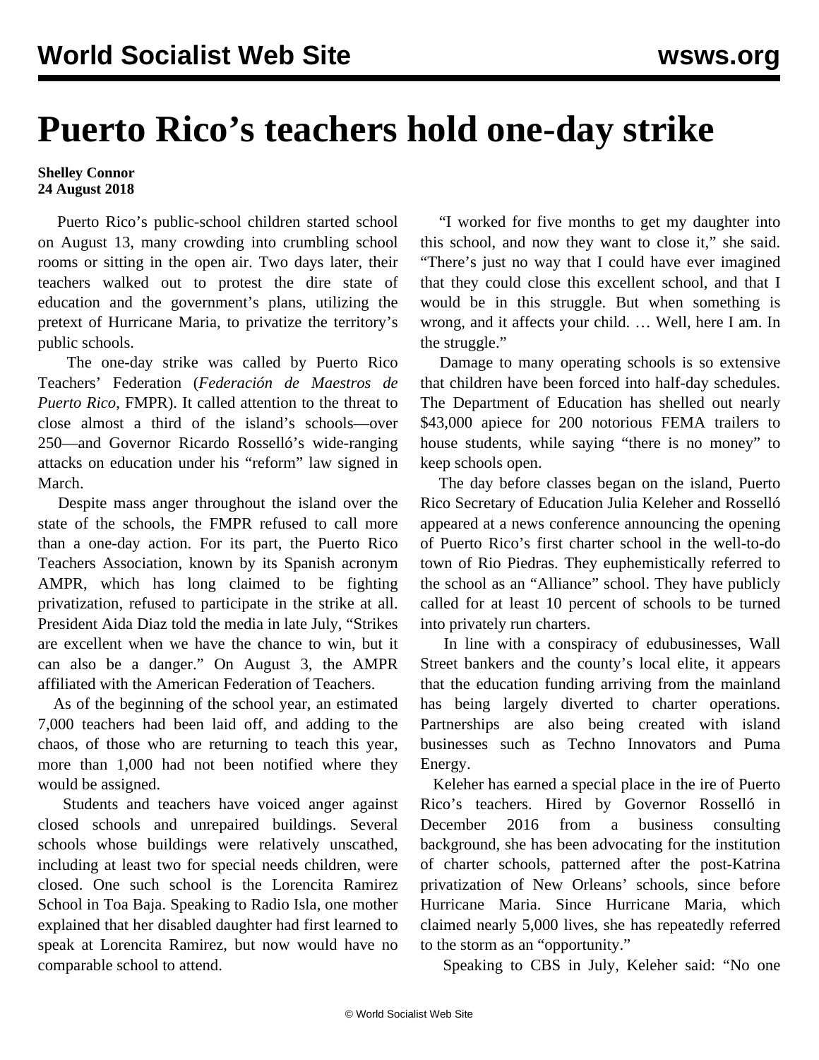# Puerto Rico's teachers hold one-day strike

**Shelley Connor**
**24 August 2018**

Puerto Rico's public-school children started school on August 13, many crowding into crumbling school rooms or sitting in the open air. Two days later, their teachers walked out to protest the dire state of education and the government's plans, utilizing the pretext of Hurricane Maria, to privatize the territory's public schools.

The one-day strike was called by Puerto Rico Teachers' Federation (*Federación de Maestros de Puerto Rico*, FMPR). It called attention to the threat to close almost a third of the island's schools—over 250—and Governor Ricardo Rosselló's wide-ranging attacks on education under his "reform" law signed in March.

Despite mass anger throughout the island over the state of the schools, the FMPR refused to call more than a one-day action. For its part, the Puerto Rico Teachers Association, known by its Spanish acronym AMPR, which has long claimed to be fighting privatization, refused to participate in the strike at all. President Aida Diaz told the media in late July, "Strikes are excellent when we have the chance to win, but it can also be a danger." On August 3, the AMPR affiliated with the American Federation of Teachers.

As of the beginning of the school year, an estimated 7,000 teachers had been laid off, and adding to the chaos, of those who are returning to teach this year, more than 1,000 had not been notified where they would be assigned.

Students and teachers have voiced anger against closed schools and unrepaired buildings. Several schools whose buildings were relatively unscathed, including at least two for special needs children, were closed. One such school is the Lorencita Ramirez School in Toa Baja. Speaking to Radio Isla, one mother explained that her disabled daughter had first learned to speak at Lorencita Ramirez, but now would have no comparable school to attend.

"I worked for five months to get my daughter into this school, and now they want to close it," she said. "There's just no way that I could have ever imagined that they could close this excellent school, and that I would be in this struggle. But when something is wrong, and it affects your child. … Well, here I am. In the struggle."

Damage to many operating schools is so extensive that children have been forced into half-day schedules. The Department of Education has shelled out nearly $43,000 apiece for 200 notorious FEMA trailers to house students, while saying "there is no money" to keep schools open.

The day before classes began on the island, Puerto Rico Secretary of Education Julia Keleher and Rosselló appeared at a news conference announcing the opening of Puerto Rico's first charter school in the well-to-do town of Rio Piedras. They euphemistically referred to the school as an "Alliance" school. They have publicly called for at least 10 percent of schools to be turned into privately run charters.

In line with a conspiracy of edubusinesses, Wall Street bankers and the county's local elite, it appears that the education funding arriving from the mainland has being largely diverted to charter operations. Partnerships are also being created with island businesses such as Techno Innovators and Puma Energy.

Keleher has earned a special place in the ire of Puerto Rico's teachers. Hired by Governor Rosselló in December 2016 from a business consulting background, she has been advocating for the institution of charter schools, patterned after the post-Katrina privatization of New Orleans' schools, since before Hurricane Maria. Since Hurricane Maria, which claimed nearly 5,000 lives, she has repeatedly referred to the storm as an "opportunity."

Speaking to CBS in July, Keleher said: "No one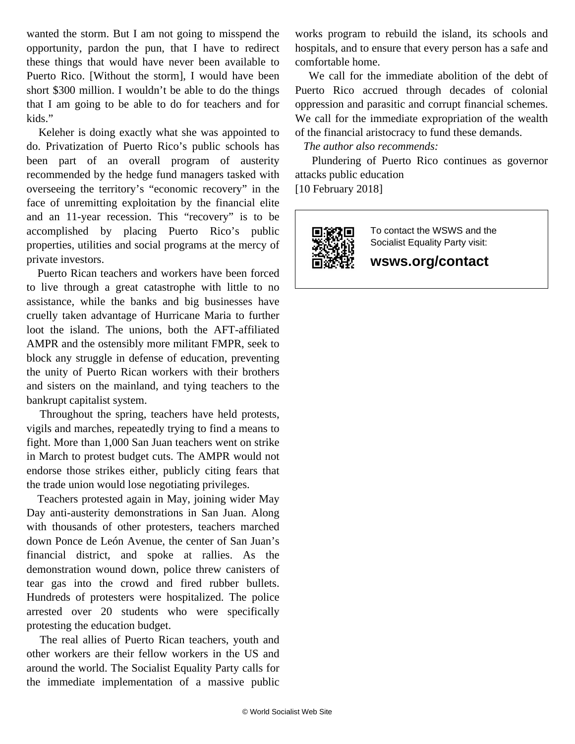wanted the storm. But I am not going to misspend the opportunity, pardon the pun, that I have to redirect these things that would have never been available to Puerto Rico. [Without the storm], I would have been short $300 million. I wouldn't be able to do the things that I am going to be able to do for teachers and for kids."

Keleher is doing exactly what she was appointed to do. Privatization of Puerto Rico's public schools has been part of an overall program of austerity recommended by the hedge fund managers tasked with overseeing the territory's "economic recovery" in the face of unremitting exploitation by the financial elite and an 11-year recession. This "recovery" is to be accomplished by placing Puerto Rico's public properties, utilities and social programs at the mercy of private investors.

Puerto Rican teachers and workers have been forced to live through a great catastrophe with little to no assistance, while the banks and big businesses have cruelly taken advantage of Hurricane Maria to further loot the island. The unions, both the AFT-affiliated AMPR and the ostensibly more militant FMPR, seek to block any struggle in defense of education, preventing the unity of Puerto Rican workers with their brothers and sisters on the mainland, and tying teachers to the bankrupt capitalist system.

Throughout the spring, teachers have held protests, vigils and marches, repeatedly trying to find a means to fight. More than 1,000 San Juan teachers went on strike in March to protest budget cuts. The AMPR would not endorse those strikes either, publicly citing fears that the trade union would lose negotiating privileges.

Teachers protested again in May, joining wider May Day anti-austerity demonstrations in San Juan. Along with thousands of other protesters, teachers marched down Ponce de León Avenue, the center of San Juan's financial district, and spoke at rallies. As the demonstration wound down, police threw canisters of tear gas into the crowd and fired rubber bullets. Hundreds of protesters were hospitalized. The police arrested over 20 students who were specifically protesting the education budget.

The real allies of Puerto Rican teachers, youth and other workers are their fellow workers in the US and around the world. The Socialist Equality Party calls for the immediate implementation of a massive public works program to rebuild the island, its schools and hospitals, and to ensure that every person has a safe and comfortable home.

We call for the immediate abolition of the debt of Puerto Rico accrued through decades of colonial oppression and parasitic and corrupt financial schemes. We call for the immediate expropriation of the wealth of the financial aristocracy to fund these demands.

*The author also recommends:*

Plundering of Puerto Rico continues as governor attacks public education
[10 February 2018]

To contact the WSWS and the Socialist Equality Party visit:

**wsws.org/contact**